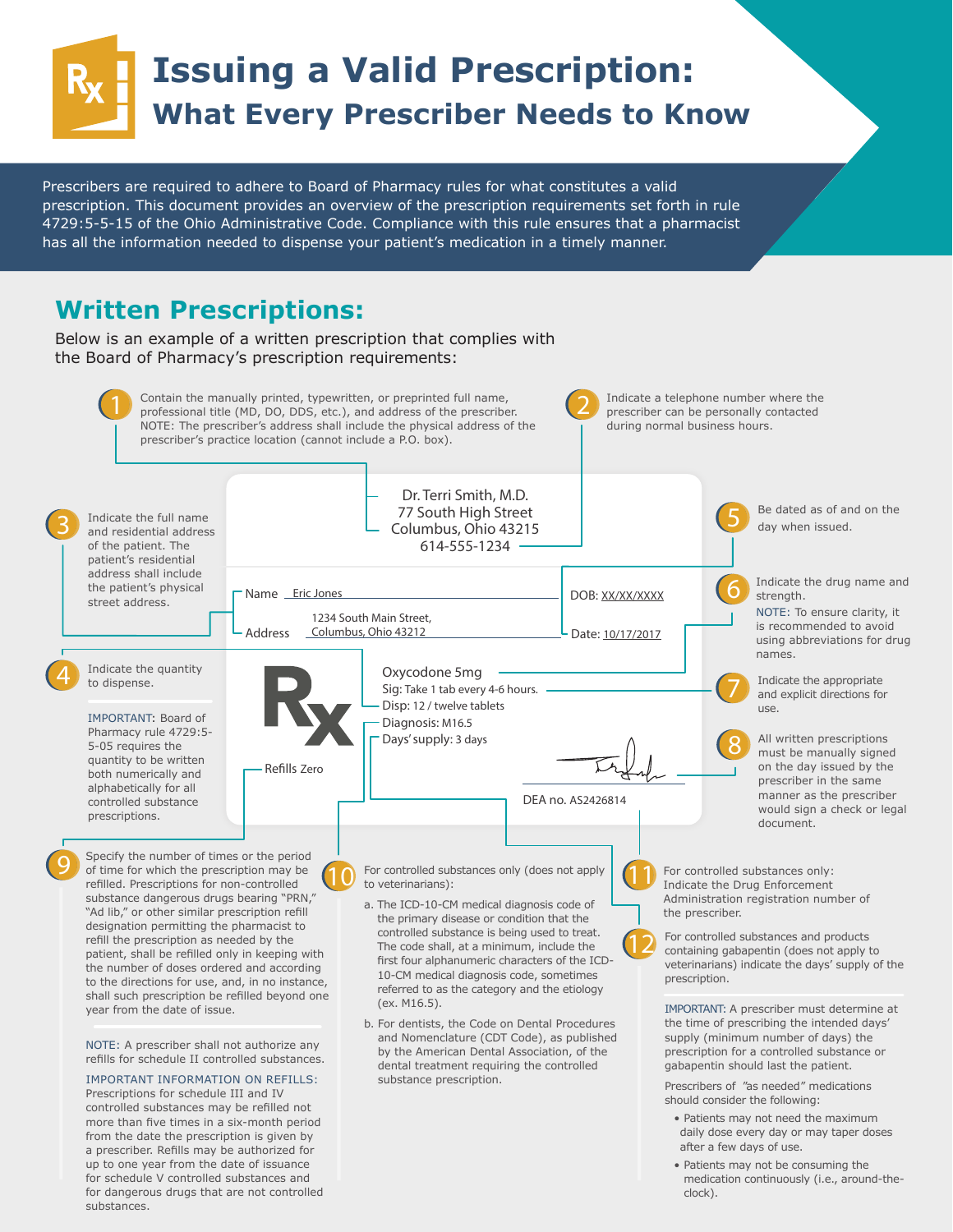# Issuing a Valid Prescription:

## What Every Prescriber Needs to Know

Prescribers are required to adhere to Board of Pharmacy rules for what constitutes a valid prescription. This document provides an overview of the prescription requirements set forth in rule 4729:5-5-15 of the Ohio Administrative Code. Compliance with this rule ensures that a pharmacist has all the information needed to dispense your patient's medication in a timely manner.

## Written Prescriptions:

Below is an example of a written prescription that complies with the Board of Pharmacy's prescription requirements:

**Example prescription:**

Dr. Terri Smith, M.D.
77 South High Street
Columbus, Ohio 43215
614-555-1234

Name: Eric Jones
DOB: XX/XX/XXXX
Address: 1234 South Main Street, Columbus, Ohio 43212
Date: 10/17/2017

Rx
Oxycodone 5mg
Sig: Take 1 tab every 4-6 hours.
Disp: 12 / twelve tablets
Diagnosis: M16.5
Days' supply: 3 days
Refills Zero

DEA no. AS2426814

**1** Contain the manually printed, typewritten, or preprinted full name, professional title (MD, DO, DDS, etc.), and address of the prescriber. NOTE: The prescriber's address shall include the physical address of the prescriber's practice location (cannot include a P.O. box).

**2** Indicate a telephone number where the prescriber can be personally contacted during normal business hours.

**3** Indicate the full name and residential address of the patient. The patient's residential address shall include the patient's physical street address.

**4** Indicate the quantity to dispense.

IMPORTANT: Board of Pharmacy rule 4729:5-5-05 requires the quantity to be written both numerically and alphabetically for all controlled substance prescriptions.

**5** Be dated as of and on the day when issued.

**6** Indicate the drug name and strength.
NOTE: To ensure clarity, it is recommended to avoid using abbreviations for drug names.

**7** Indicate the appropriate and explicit directions for use.

**8** All written prescriptions must be manually signed on the day issued by the prescriber in the same manner as the prescriber would sign a check or legal document.

**9** Specify the number of times or the period of time for which the prescription may be refilled. Prescriptions for non-controlled substance dangerous drugs bearing "PRN," "Ad lib," or other similar prescription refill designation permitting the pharmacist to refill the prescription as needed by the patient, shall be refilled only in keeping with the number of doses ordered and according to the directions for use, and, in no instance, shall such prescription be refilled beyond one year from the date of issue.

NOTE: A prescriber shall not authorize any refills for schedule II controlled substances.

IMPORTANT INFORMATION ON REFILLS:
Prescriptions for schedule III and IV controlled substances may be refilled not more than five times in a six-month period from the date the prescription is given by a prescriber. Refills may be authorized for up to one year from the date of issuance for schedule V controlled substances and for dangerous drugs that are not controlled substances.

**10** For controlled substances only (does not apply to veterinarians):

a. The ICD-10-CM medical diagnosis code of the primary disease or condition that the controlled substance is being used to treat. The code shall, at a minimum, include the first four alphanumeric characters of the ICD-10-CM medical diagnosis code, sometimes referred to as the category and the etiology (ex. M16.5).

b. For dentists, the Code on Dental Procedures and Nomenclature (CDT Code), as published by the American Dental Association, of the dental treatment requiring the controlled substance prescription.

**11** For controlled substances only: Indicate the Drug Enforcement Administration registration number of the prescriber.

**12** For controlled substances and products containing gabapentin (does not apply to veterinarians) indicate the days' supply of the prescription.

IMPORTANT: A prescriber must determine at the time of prescribing the intended days' supply (minimum number of days) the prescription for a controlled substance or gabapentin should last the patient.

Prescribers of "as needed" medications should consider the following:

- Patients may not need the maximum daily dose every day or may taper doses after a few days of use.
- Patients may not be consuming the medication continuously (i.e., around-the-clock).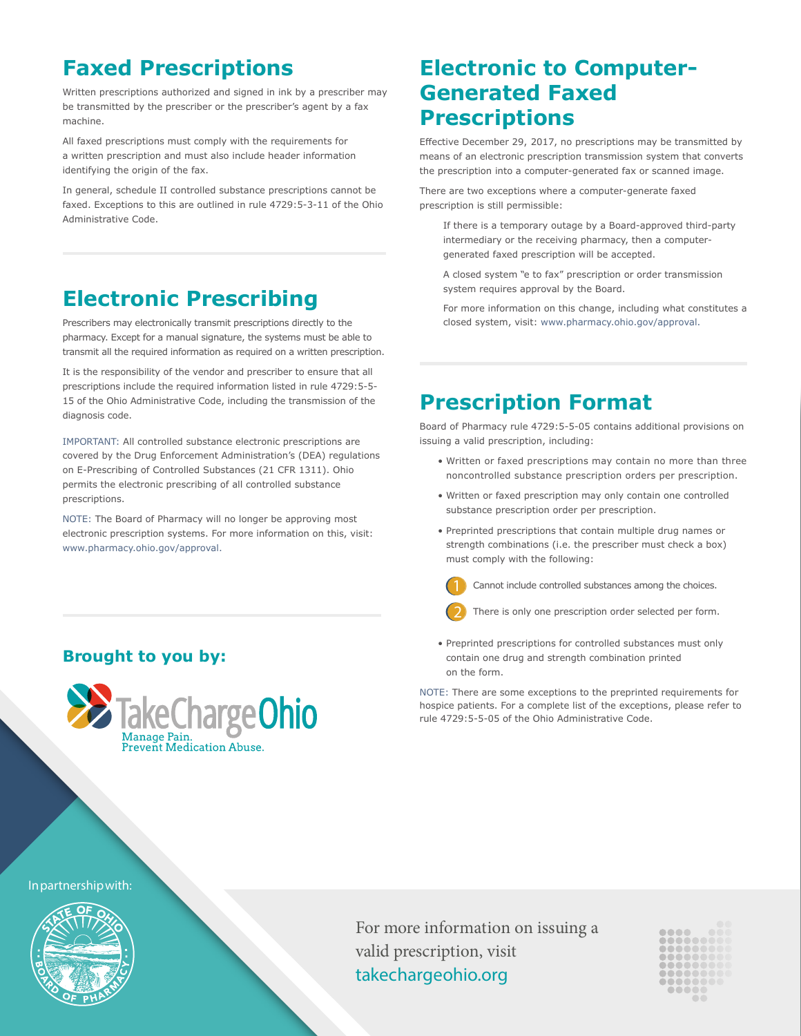## Faxed Prescriptions

Written prescriptions authorized and signed in ink by a prescriber may be transmitted by the prescriber or the prescriber's agent by a fax machine.

All faxed prescriptions must comply with the requirements for a written prescription and must also include header information identifying the origin of the fax.

In general, schedule II controlled substance prescriptions cannot be faxed. Exceptions to this are outlined in rule 4729:5-3-11 of the Ohio Administrative Code.

## Electronic Prescribing

Prescribers may electronically transmit prescriptions directly to the pharmacy. Except for a manual signature, the systems must be able to transmit all the required information as required on a written prescription.

It is the responsibility of the vendor and prescriber to ensure that all prescriptions include the required information listed in rule 4729:5-5-15 of the Ohio Administrative Code, including the transmission of the diagnosis code.

IMPORTANT: All controlled substance electronic prescriptions are covered by the Drug Enforcement Administration's (DEA) regulations on E-Prescribing of Controlled Substances (21 CFR 1311). Ohio permits the electronic prescribing of all controlled substance prescriptions.

NOTE: The Board of Pharmacy will no longer be approving most electronic prescription systems. For more information on this, visit: www.pharmacy.ohio.gov/approval.

### Brought to you by:

TakeCharge Ohio
Manage Pain.
Prevent Medication Abuse.

## Electronic to Computer-Generated Faxed Prescriptions

Effective December 29, 2017, no prescriptions may be transmitted by means of an electronic prescription transmission system that converts the prescription into a computer-generated fax or scanned image.

There are two exceptions where a computer-generate faxed prescription is still permissible:

If there is a temporary outage by a Board-approved third-party intermediary or the receiving pharmacy, then a computer-generated faxed prescription will be accepted.

A closed system "e to fax" prescription or order transmission system requires approval by the Board.

For more information on this change, including what constitutes a closed system, visit: www.pharmacy.ohio.gov/approval.

## Prescription Format

Board of Pharmacy rule 4729:5-5-05 contains additional provisions on issuing a valid prescription, including:

- Written or faxed prescriptions may contain no more than three noncontrolled substance prescription orders per prescription.
- Written or faxed prescription may only contain one controlled substance prescription order per prescription.
- Preprinted prescriptions that contain multiple drug names or strength combinations (i.e. the prescriber must check a box) must comply with the following:
  1. Cannot include controlled substances among the choices.
  2. There is only one prescription order selected per form.
- Preprinted prescriptions for controlled substances must only contain one drug and strength combination printed on the form.

NOTE: There are some exceptions to the preprinted requirements for hospice patients. For a complete list of the exceptions, please refer to rule 4729:5-5-05 of the Ohio Administrative Code.

In partnership with:

State of Ohio Board of Pharmacy

For more information on issuing a valid prescription, visit takechargeohio.org